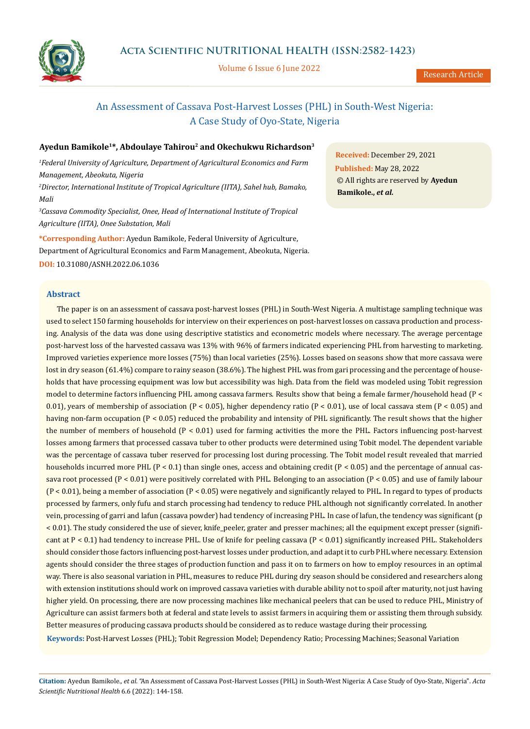# An Assessment of Cassava Post-Harvest Losses (PHL) in South-West Nigeria: A Case Study of Oyo-State, Nigeria

**Ayedun Bamikole[1]*, Abdoulaye Tahirou[2] and Okechukwu Richardson[3]**

[1]*Federal University of Agriculture, Department of Agricultural Economics and Farm Management, Abeokuta, Nigeria*

[2]*Director, International Institute of Tropical Agriculture (IITA), Sahel hub, Bamako, Mali*

[3]*Cassava Commodity Specialist, Onee, Head of International Institute of Tropical Agriculture (IITA), Onee Substation, Mali*

**\*Corresponding Author:** Ayedun Bamikole, Federal University of Agriculture, Department of Agricultural Economics and Farm Management, Abeokuta, Nigeria.

**DOI:** 10.31080/ASNH.2022.06.1036

**Received:** December 29, 2021
**Published:** May 28, 2022
© All rights are reserved by **Ayedun Bamikole., *et al.***

## Abstract

The paper is on an assessment of cassava post-harvest losses (PHL) in South-West Nigeria. A multistage sampling technique was used to select 150 farming households for interview on their experiences on post-harvest losses on cassava production and processing. Analysis of the data was done using descriptive statistics and econometric models where necessary. The average percentage post-harvest loss of the harvested cassava was 13% with 96% of farmers indicated experiencing PHL from harvesting to marketing. Improved varieties experience more losses (75%) than local varieties (25%). Losses based on seasons show that more cassava were lost in dry season (61.4%) compare to rainy season (38.6%). The highest PHL was from gari processing and the percentage of households that have processing equipment was low but accessibility was high. Data from the field was modeled using Tobit regression model to determine factors influencing PHL among cassava farmers. Results show that being a female farmer/household head ($P < 0.01$), years of membership of association ($P < 0.05$), higher dependency ratio ($P < 0.01$), use of local cassava stem ($P < 0.05$) and having non-farm occupation ($P < 0.05$) reduced the probability and intensity of PHL significantly. The result shows that the higher the number of members of household ($P < 0.01$) used for farming activities the more the PHL. Factors influencing post-harvest losses among farmers that processed cassava tuber to other products were determined using Tobit model. The dependent variable was the percentage of cassava tuber reserved for processing lost during processing. The Tobit model result revealed that married households incurred more PHL ($P < 0.1$) than single ones, access and obtaining credit ($P < 0.05$) and the percentage of annual cassava root processed ($P < 0.01$) were positively correlated with PHL. Belonging to an association ($P < 0.05$) and use of family labour ($P < 0.01$), being a member of association ($P < 0.05$) were negatively and significantly relayed to PHL. In regard to types of products processed by farmers, only fufu and starch processing had tendency to reduce PHL although not significantly correlated. In another vein, processing of garri and lafun (cassava powder) had tendency of increasing PHL. In case of lafun, the tendency was significant ($p < 0.01$). The study considered the use of siever, knife_peeler, grater and presser machines; all the equipment except presser (significant at $P < 0.1$) had tendency to increase PHL. Use of knife for peeling cassava ($P < 0.01$) significantly increased PHL. Stakeholders should consider those factors influencing post-harvest losses under production, and adapt it to curb PHL where necessary. Extension agents should consider the three stages of production function and pass it on to farmers on how to employ resources in an optimal way. There is also seasonal variation in PHL, measures to reduce PHL during dry season should be considered and researchers along with extension institutions should work on improved cassava varieties with durable ability not to spoil after maturity, not just having higher yield. On processing, there are now processing machines like mechanical peelers that can be used to reduce PHL, Ministry of Agriculture can assist farmers both at federal and state levels to assist farmers in acquiring them or assisting them through subsidy. Better measures of producing cassava products should be considered as to reduce wastage during their processing.

**Keywords:** Post-Harvest Losses (PHL); Tobit Regression Model; Dependency Ratio; Processing Machines; Seasonal Variation

**Citation:** Ayedun Bamikole., *et al.* "An Assessment of Cassava Post-Harvest Losses (PHL) in South-West Nigeria: A Case Study of Oyo-State, Nigeria". *Acta Scientific Nutritional Health* 6.6 (2022): 144-158.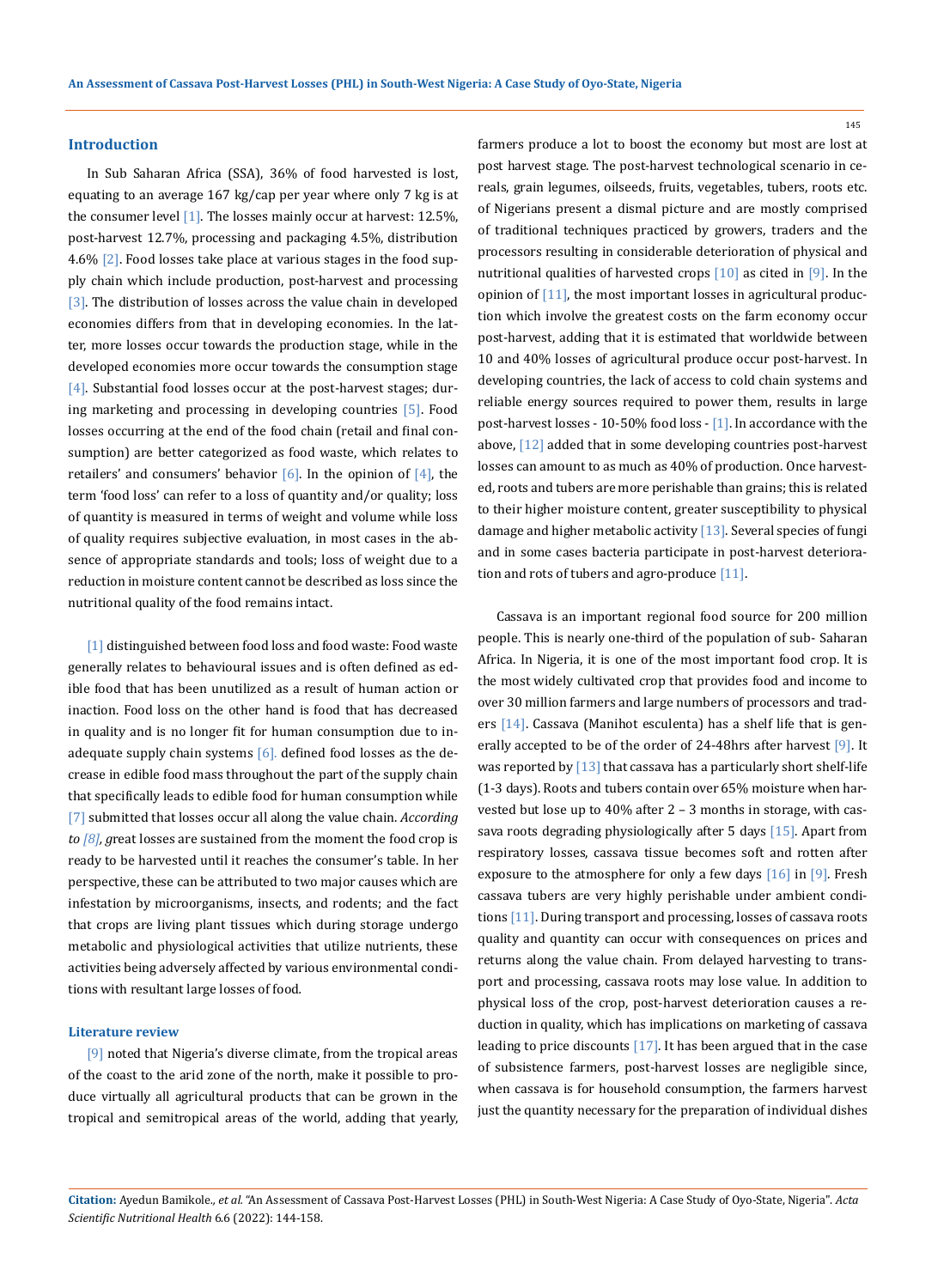## Introduction

In Sub Saharan Africa (SSA), 36% of food harvested is lost, equating to an average 167 kg/cap per year where only 7 kg is at the consumer level [1]. The losses mainly occur at harvest: 12.5%, post-harvest 12.7%, processing and packaging 4.5%, distribution 4.6% [2]. Food losses take place at various stages in the food supply chain which include production, post-harvest and processing [3]. The distribution of losses across the value chain in developed economies differs from that in developing economies. In the latter, more losses occur towards the production stage, while in the developed economies more occur towards the consumption stage [4]. Substantial food losses occur at the post-harvest stages; during marketing and processing in developing countries [5]. Food losses occurring at the end of the food chain (retail and final consumption) are better categorized as food waste, which relates to retailers' and consumers' behavior [6]. In the opinion of [4], the term 'food loss' can refer to a loss of quantity and/or quality; loss of quantity is measured in terms of weight and volume while loss of quality requires subjective evaluation, in most cases in the absence of appropriate standards and tools; loss of weight due to a reduction in moisture content cannot be described as loss since the nutritional quality of the food remains intact.

[1] distinguished between food loss and food waste: Food waste generally relates to behavioural issues and is often defined as edible food that has been unutilized as a result of human action or inaction. Food loss on the other hand is food that has decreased in quality and is no longer fit for human consumption due to inadequate supply chain systems [6]. defined food losses as the decrease in edible food mass throughout the part of the supply chain that specifically leads to edible food for human consumption while [7] submitted that losses occur all along the value chain. *According to [8], g*reat losses are sustained from the moment the food crop is ready to be harvested until it reaches the consumer's table. In her perspective, these can be attributed to two major causes which are infestation by microorganisms, insects, and rodents; and the fact that crops are living plant tissues which during storage undergo metabolic and physiological activities that utilize nutrients, these activities being adversely affected by various environmental conditions with resultant large losses of food.

### Literature review

[9] noted that Nigeria's diverse climate, from the tropical areas of the coast to the arid zone of the north, make it possible to produce virtually all agricultural products that can be grown in the tropical and semitropical areas of the world, adding that yearly, farmers produce a lot to boost the economy but most are lost at post harvest stage. The post-harvest technological scenario in cereals, grain legumes, oilseeds, fruits, vegetables, tubers, roots etc. of Nigerians present a dismal picture and are mostly comprised of traditional techniques practiced by growers, traders and the processors resulting in considerable deterioration of physical and nutritional qualities of harvested crops [10] as cited in [9]. In the opinion of [11], the most important losses in agricultural production which involve the greatest costs on the farm economy occur post-harvest, adding that it is estimated that worldwide between 10 and 40% losses of agricultural produce occur post-harvest. In developing countries, the lack of access to cold chain systems and reliable energy sources required to power them, results in large post-harvest losses - 10-50% food loss - [1]. In accordance with the above, [12] added that in some developing countries post-harvest losses can amount to as much as 40% of production. Once harvested, roots and tubers are more perishable than grains; this is related to their higher moisture content, greater susceptibility to physical damage and higher metabolic activity [13]. Several species of fungi and in some cases bacteria participate in post-harvest deterioration and rots of tubers and agro-produce [11].

Cassava is an important regional food source for 200 million people. This is nearly one-third of the population of sub- Saharan Africa. In Nigeria, it is one of the most important food crop. It is the most widely cultivated crop that provides food and income to over 30 million farmers and large numbers of processors and traders [14]. Cassava (Manihot esculenta) has a shelf life that is generally accepted to be of the order of 24-48hrs after harvest [9]. It was reported by [13] that cassava has a particularly short shelf-life (1-3 days). Roots and tubers contain over 65% moisture when harvested but lose up to 40% after 2 – 3 months in storage, with cassava roots degrading physiologically after 5 days [15]. Apart from respiratory losses, cassava tissue becomes soft and rotten after exposure to the atmosphere for only a few days [16] in [9]. Fresh cassava tubers are very highly perishable under ambient conditions [11]. During transport and processing, losses of cassava roots quality and quantity can occur with consequences on prices and returns along the value chain. From delayed harvesting to transport and processing, cassava roots may lose value. In addition to physical loss of the crop, post-harvest deterioration causes a reduction in quality, which has implications on marketing of cassava leading to price discounts [17]. It has been argued that in the case of subsistence farmers, post-harvest losses are negligible since, when cassava is for household consumption, the farmers harvest just the quantity necessary for the preparation of individual dishes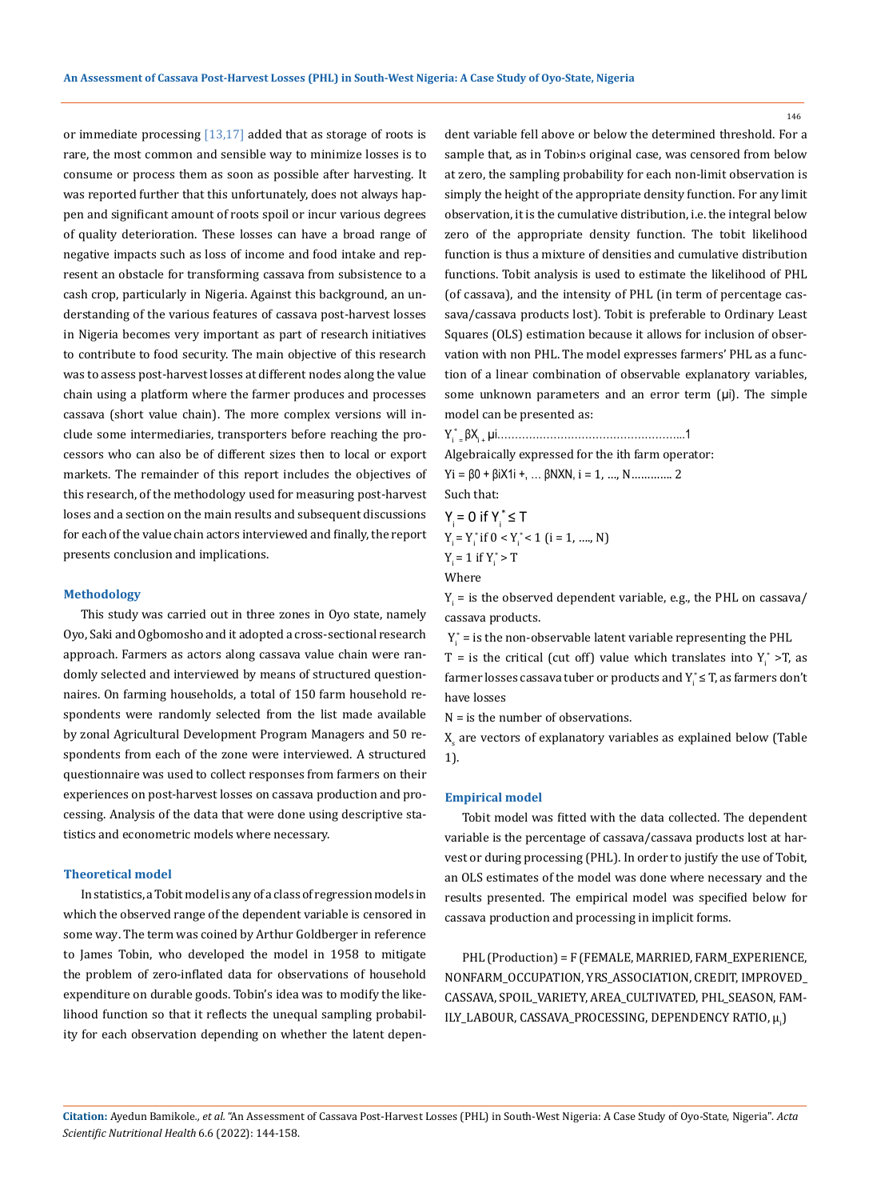or immediate processing [13,17] added that as storage of roots is rare, the most common and sensible way to minimize losses is to consume or process them as soon as possible after harvesting. It was reported further that this unfortunately, does not always happen and significant amount of roots spoil or incur various degrees of quality deterioration. These losses can have a broad range of negative impacts such as loss of income and food intake and represent an obstacle for transforming cassava from subsistence to a cash crop, particularly in Nigeria. Against this background, an understanding of the various features of cassava post-harvest losses in Nigeria becomes very important as part of research initiatives to contribute to food security. The main objective of this research was to assess post-harvest losses at different nodes along the value chain using a platform where the farmer produces and processes cassava (short value chain). The more complex versions will include some intermediaries, transporters before reaching the processors who can also be of different sizes then to local or export markets. The remainder of this report includes the objectives of this research, of the methodology used for measuring post-harvest loses and a section on the main results and subsequent discussions for each of the value chain actors interviewed and finally, the report presents conclusion and implications.

## Methodology

This study was carried out in three zones in Oyo state, namely Oyo, Saki and Ogbomosho and it adopted a cross-sectional research approach. Farmers as actors along cassava value chain were randomly selected and interviewed by means of structured questionnaires. On farming households, a total of 150 farm household respondents were randomly selected from the list made available by zonal Agricultural Development Program Managers and 50 respondents from each of the zone were interviewed. A structured questionnaire was used to collect responses from farmers on their experiences on post-harvest losses on cassava production and processing. Analysis of the data that were done using descriptive statistics and econometric models where necessary.

### Theoretical model

In statistics, a Tobit model is any of a class of regression models in which the observed range of the dependent variable is censored in some way. The term was coined by Arthur Goldberger in reference to James Tobin, who developed the model in 1958 to mitigate the problem of zero-inflated data for observations of household expenditure on durable goods. Tobin's idea was to modify the likelihood function so that it reflects the unequal sampling probability for each observation depending on whether the latent dependent variable fell above or below the determined threshold. For a sample that, as in Tobin›s original case, was censored from below at zero, the sampling probability for each non-limit observation is simply the height of the appropriate density function. For any limit observation, it is the cumulative distribution, i.e. the integral below zero of the appropriate density function. The tobit likelihood function is thus a mixture of densities and cumulative distribution functions. Tobit analysis is used to estimate the likelihood of PHL (of cassava), and the intensity of PHL (in term of percentage cassava/cassava products lost). Tobit is preferable to Ordinary Least Squares (OLS) estimation because it allows for inclusion of observation with non PHL. The model expresses farmers' PHL as a function of a linear combination of observable explanatory variables, some unknown parameters and an error term (μi). The simple model can be presented as:

$Y_i^* = \beta X_i + \mu i$……………………………………………..1

Algebraically expressed for the ith farm operator:

$Y_i = \beta 0 + \beta i X 1i + \ldots \beta N X N$, i = 1, …, N…………. 2

Such that:

$Y_i = 0$ if $Y_i^* \leq T$

$Y_i = Y_i^*$ if $0 < Y_i^* < 1$ (i = 1, …., N)

$Y_i = 1$ if $Y_i^* > T$

Where

$Y_i$ = is the observed dependent variable, e.g., the PHL on cassava/cassava products.

$Y_i^*$ = is the non-observable latent variable representing the PHL

T = is the critical (cut off) value which translates into $Y_i^* > T$, as farmer losses cassava tuber or products and $Y_i^* \leq T$, as farmers don't have losses

N = is the number of observations.

$X_s$ are vectors of explanatory variables as explained below (Table 1).

### Empirical model

Tobit model was fitted with the data collected. The dependent variable is the percentage of cassava/cassava products lost at harvest or during processing (PHL). In order to justify the use of Tobit, an OLS estimates of the model was done where necessary and the results presented. The empirical model was specified below for cassava production and processing in implicit forms.

PHL (Production) = F (FEMALE, MARRIED, FARM_EXPERIENCE, NONFARM_OCCUPATION, YRS_ASSOCIATION, CREDIT, IMPROVED_CASSAVA, SPOIL_VARIETY, AREA_CULTIVATED, PHL_SEASON, FAMILY_LABOUR, CASSAVA_PROCESSING, DEPENDENCY RATIO, $\mu_i$)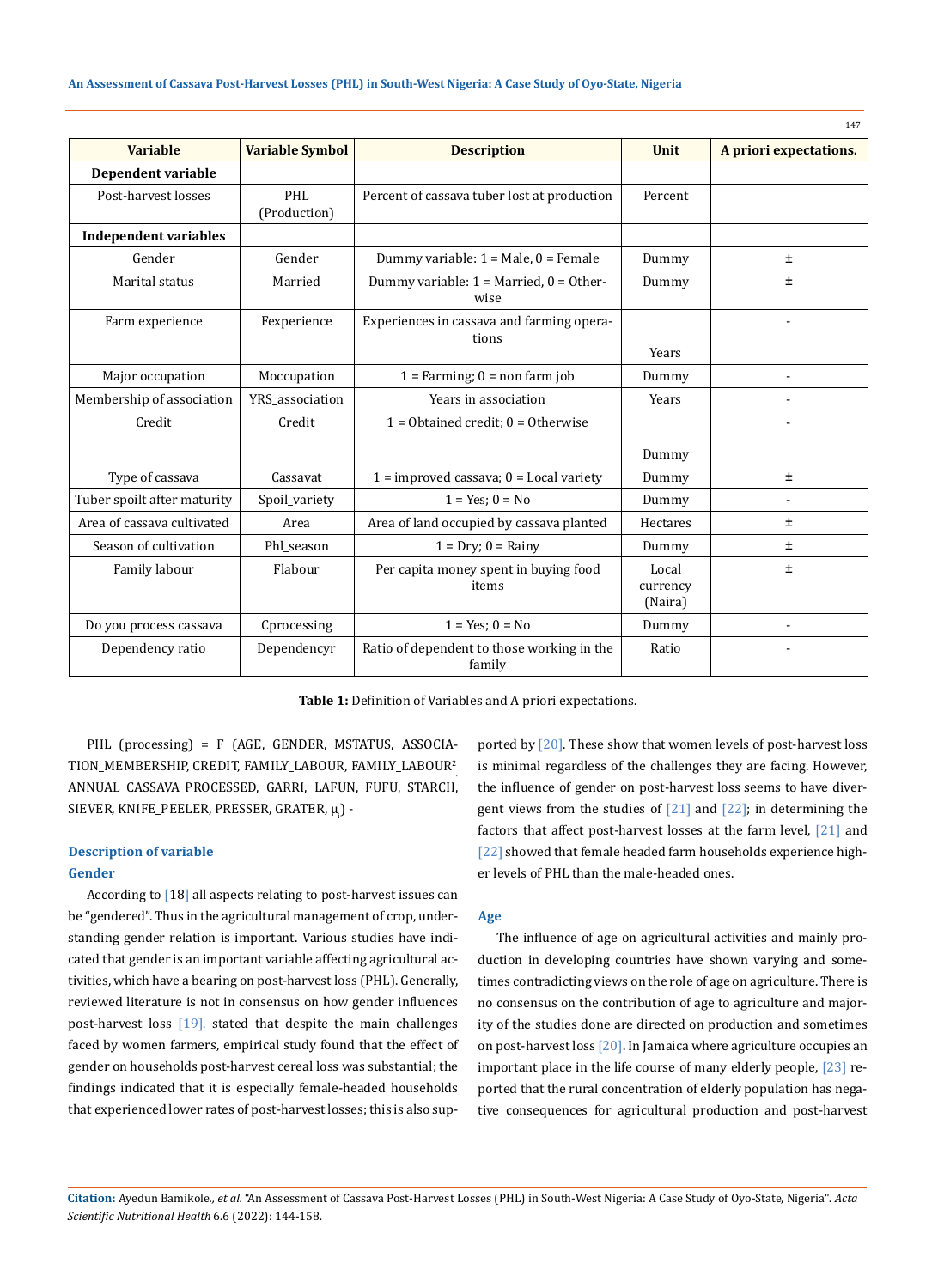| Variable | Variable Symbol | Description | Unit | A priori expectations. |
|---|---|---|---|---|
| **Dependent variable** | | | | |
| Post-harvest losses | PHL (Production) | Percent of cassava tuber lost at production | Percent | |
| **Independent variables** | | | | |
| Gender | Gender | Dummy variable: 1 = Male, 0 = Female | Dummy | ± |
| Marital status | Married | Dummy variable: 1 = Married, 0 = Other-wise | Dummy | ± |
| Farm experience | Fexperience | Experiences in cassava and farming operations | Years | - |
| Major occupation | Moccupation | 1 = Farming; 0 = non farm job | Dummy | - |
| Membership of association | YRS_association | Years in association | Years | - |
| Credit | Credit | 1 = Obtained credit; 0 = Otherwise | Dummy | - |
| Type of cassava | Cassavat | 1 = improved cassava; 0 = Local variety | Dummy | ± |
| Tuber spoilt after maturity | Spoil_variety | 1 = Yes; 0 = No | Dummy | - |
| Area of cassava cultivated | Area | Area of land occupied by cassava planted | Hectares | ± |
| Season of cultivation | Phl_season | 1 = Dry; 0 = Rainy | Dummy | ± |
| Family labour | Flabour | Per capita money spent in buying food items | Local currency (Naira) | ± |
| Do you process cassava | Cprocessing | 1 = Yes; 0 = No | Dummy | - |
| Dependency ratio | Dependencyr | Ratio of dependent to those working in the family | Ratio | - |

**Table 1:** Definition of Variables and A priori expectations.

PHL (processing) = F (AGE, GENDER, MSTATUS, ASSOCIATION_MEMBERSHIP, CREDIT, FAMILY_LABOUR, FAMILY_LABOUR$^2$, ANNUAL CASSAVA_PROCESSED, GARRI, LAFUN, FUFU, STARCH, SIEVER, KNIFE_PEELER, PRESSER, GRATER, $\mu_i$) -

### Description of variable

#### Gender

According to [18] all aspects relating to post-harvest issues can be "gendered". Thus in the agricultural management of crop, understanding gender relation is important. Various studies have indicated that gender is an important variable affecting agricultural activities, which have a bearing on post-harvest loss (PHL). Generally, reviewed literature is not in consensus on how gender influences post-harvest loss [19]. stated that despite the main challenges faced by women farmers, empirical study found that the effect of gender on households post-harvest cereal loss was substantial; the findings indicated that it is especially female-headed households that experienced lower rates of post-harvest losses; this is also supported by [20]. These show that women levels of post-harvest loss is minimal regardless of the challenges they are facing. However, the influence of gender on post-harvest loss seems to have divergent views from the studies of [21] and [22]; in determining the factors that affect post-harvest losses at the farm level, [21] and [22] showed that female headed farm households experience higher levels of PHL than the male-headed ones.

#### Age

The influence of age on agricultural activities and mainly production in developing countries have shown varying and sometimes contradicting views on the role of age on agriculture. There is no consensus on the contribution of age to agriculture and majority of the studies done are directed on production and sometimes on post-harvest loss [20]. In Jamaica where agriculture occupies an important place in the life course of many elderly people, [23] reported that the rural concentration of elderly population has negative consequences for agricultural production and post-harvest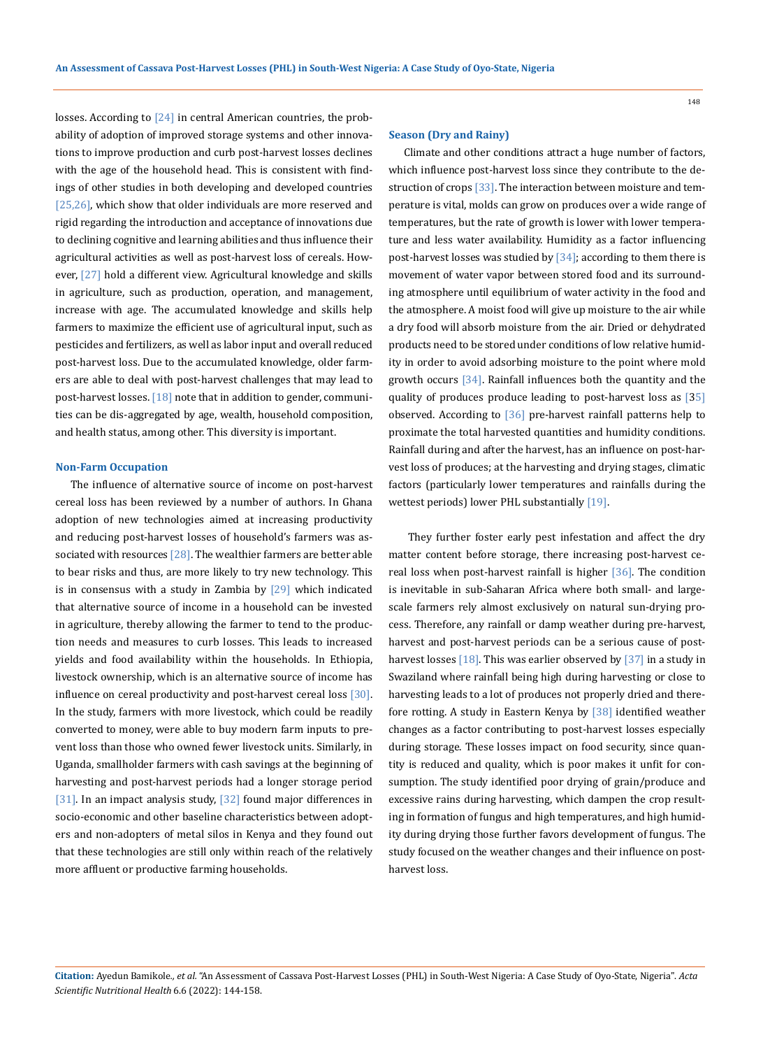losses. According to [24] in central American countries, the probability of adoption of improved storage systems and other innovations to improve production and curb post-harvest losses declines with the age of the household head. This is consistent with findings of other studies in both developing and developed countries [25,26], which show that older individuals are more reserved and rigid regarding the introduction and acceptance of innovations due to declining cognitive and learning abilities and thus influence their agricultural activities as well as post-harvest loss of cereals. However, [27] hold a different view. Agricultural knowledge and skills in agriculture, such as production, operation, and management, increase with age. The accumulated knowledge and skills help farmers to maximize the efficient use of agricultural input, such as pesticides and fertilizers, as well as labor input and overall reduced post-harvest loss. Due to the accumulated knowledge, older farmers are able to deal with post-harvest challenges that may lead to post-harvest losses. [18] note that in addition to gender, communities can be dis-aggregated by age, wealth, household composition, and health status, among other. This diversity is important.

### Non-Farm Occupation

The influence of alternative source of income on post-harvest cereal loss has been reviewed by a number of authors. In Ghana adoption of new technologies aimed at increasing productivity and reducing post-harvest losses of household's farmers was associated with resources [28]. The wealthier farmers are better able to bear risks and thus, are more likely to try new technology. This is in consensus with a study in Zambia by [29] which indicated that alternative source of income in a household can be invested in agriculture, thereby allowing the farmer to tend to the production needs and measures to curb losses. This leads to increased yields and food availability within the households. In Ethiopia, livestock ownership, which is an alternative source of income has influence on cereal productivity and post-harvest cereal loss [30]. In the study, farmers with more livestock, which could be readily converted to money, were able to buy modern farm inputs to prevent loss than those who owned fewer livestock units. Similarly, in Uganda, smallholder farmers with cash savings at the beginning of harvesting and post-harvest periods had a longer storage period [31]. In an impact analysis study, [32] found major differences in socio-economic and other baseline characteristics between adopters and non-adopters of metal silos in Kenya and they found out that these technologies are still only within reach of the relatively more affluent or productive farming households.

### Season (Dry and Rainy)

Climate and other conditions attract a huge number of factors, which influence post-harvest loss since they contribute to the destruction of crops [33]. The interaction between moisture and temperature is vital, molds can grow on produces over a wide range of temperatures, but the rate of growth is lower with lower temperature and less water availability. Humidity as a factor influencing post-harvest losses was studied by [34]; according to them there is movement of water vapor between stored food and its surrounding atmosphere until equilibrium of water activity in the food and the atmosphere. A moist food will give up moisture to the air while a dry food will absorb moisture from the air. Dried or dehydrated products need to be stored under conditions of low relative humidity in order to avoid adsorbing moisture to the point where mold growth occurs [34]. Rainfall influences both the quantity and the quality of produces produce leading to post-harvest loss as [35] observed. According to [36] pre-harvest rainfall patterns help to proximate the total harvested quantities and humidity conditions. Rainfall during and after the harvest, has an influence on post-harvest loss of produces; at the harvesting and drying stages, climatic factors (particularly lower temperatures and rainfalls during the wettest periods) lower PHL substantially [19].

They further foster early pest infestation and affect the dry matter content before storage, there increasing post-harvest cereal loss when post-harvest rainfall is higher [36]. The condition is inevitable in sub-Saharan Africa where both small- and large-scale farmers rely almost exclusively on natural sun-drying process. Therefore, any rainfall or damp weather during pre-harvest, harvest and post-harvest periods can be a serious cause of post-harvest losses [18]. This was earlier observed by [37] in a study in Swaziland where rainfall being high during harvesting or close to harvesting leads to a lot of produces not properly dried and therefore rotting. A study in Eastern Kenya by [38] identified weather changes as a factor contributing to post-harvest losses especially during storage. These losses impact on food security, since quantity is reduced and quality, which is poor makes it unfit for consumption. The study identified poor drying of grain/produce and excessive rains during harvesting, which dampen the crop resulting in formation of fungus and high temperatures, and high humidity during drying those further favors development of fungus. The study focused on the weather changes and their influence on post-harvest loss.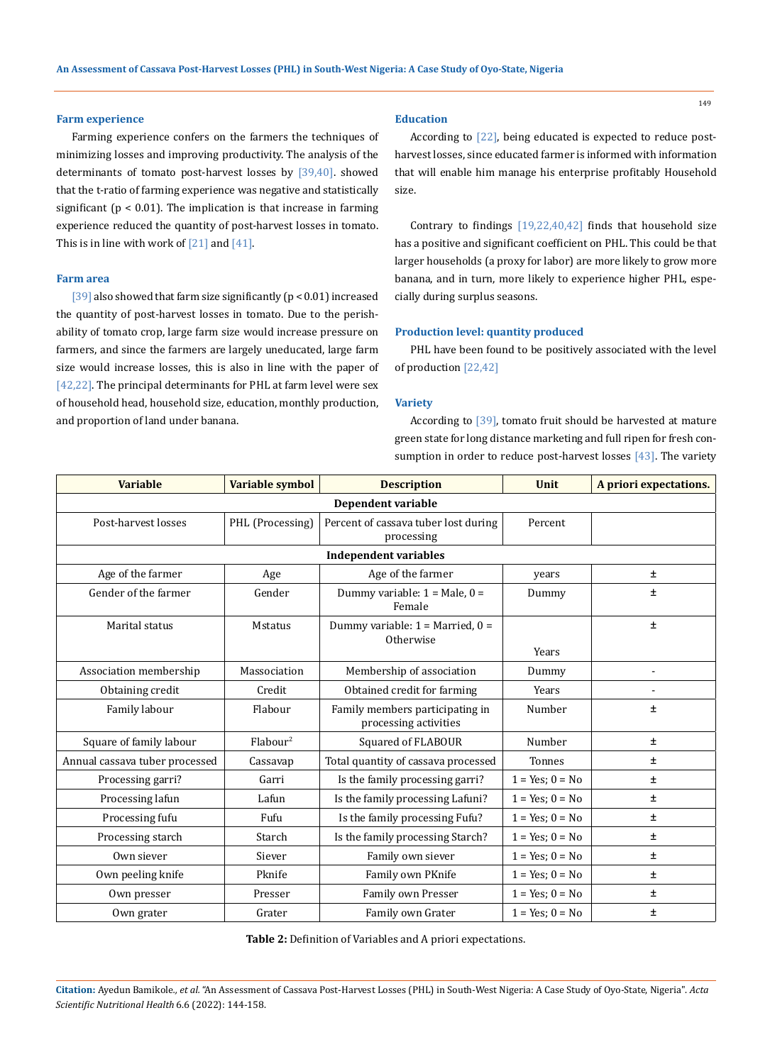### Farm experience

Farming experience confers on the farmers the techniques of minimizing losses and improving productivity. The analysis of the determinants of tomato post-harvest losses by [39,40]. showed that the t-ratio of farming experience was negative and statistically significant ($p < 0.01$). The implication is that increase in farming experience reduced the quantity of post-harvest losses in tomato. This is in line with work of [21] and [41].

### Farm area

[39] also showed that farm size significantly ($p < 0.01$) increased the quantity of post-harvest losses in tomato. Due to the perishability of tomato crop, large farm size would increase pressure on farmers, and since the farmers are largely uneducated, large farm size would increase losses, this is also in line with the paper of [42,22]. The principal determinants for PHL at farm level were sex of household head, household size, education, monthly production, and proportion of land under banana.

### Education

According to [22], being educated is expected to reduce post-harvest losses, since educated farmer is informed with information that will enable him manage his enterprise profitably Household size.

Contrary to findings [19,22,40,42] finds that household size has a positive and significant coefficient on PHL. This could be that larger households (a proxy for labor) are more likely to grow more banana, and in turn, more likely to experience higher PHL, especially during surplus seasons.

### Production level: quantity produced

PHL have been found to be positively associated with the level of production [22,42]

### Variety

According to [39], tomato fruit should be harvested at mature green state for long distance marketing and full ripen for fresh consumption in order to reduce post-harvest losses [43]. The variety

| Variable | Variable symbol | Description | Unit | A priori expectations. |
|---|---|---|---|---|
| **Dependent variable** | | | | |
| Post-harvest losses | PHL (Processing) | Percent of cassava tuber lost during processing | Percent | |
| **Independent variables** | | | | |
| Age of the farmer | Age | Age of the farmer | years | ± |
| Gender of the farmer | Gender | Dummy variable: 1 = Male, 0 = Female | Dummy | ± |
| Marital status | Mstatus | Dummy variable: 1 = Married, 0 = Otherwise | Years | ± |
| Association membership | Massociation | Membership of association | Dummy | - |
| Obtaining credit | Credit | Obtained credit for farming | Years | - |
| Family labour | Flabour | Family members participating in processing activities | Number | ± |
| Square of family labour | $Flabour^2$ | Squared of FLABOUR | Number | ± |
| Annual cassava tuber processed | Cassavap | Total quantity of cassava processed | Tonnes | ± |
| Processing garri? | Garri | Is the family processing garri? | 1 = Yes; 0 = No | ± |
| Processing lafun | Lafun | Is the family processing Lafuni? | 1 = Yes; 0 = No | ± |
| Processing fufu | Fufu | Is the family processing Fufu? | 1 = Yes; 0 = No | ± |
| Processing starch | Starch | Is the family processing Starch? | 1 = Yes; 0 = No | ± |
| Own siever | Siever | Family own siever | 1 = Yes; 0 = No | ± |
| Own peeling knife | Pknife | Family own PKnife | 1 = Yes; 0 = No | ± |
| Own presser | Presser | Family own Presser | 1 = Yes; 0 = No | ± |
| Own grater | Grater | Family own Grater | 1 = Yes; 0 = No | ± |

**Table 2:** Definition of Variables and A priori expectations.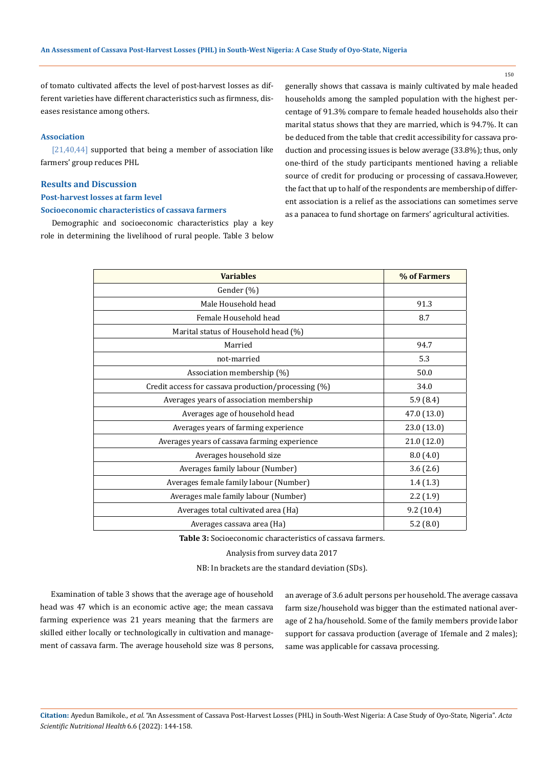of tomato cultivated affects the level of post-harvest losses as different varieties have different characteristics such as firmness, diseases resistance among others.

### Association

[21,40,44] supported that being a member of association like farmers' group reduces PHL

## Results and Discussion

### Post-harvest losses at farm level

### Socioeconomic characteristics of cassava farmers

Demographic and socioeconomic characteristics play a key role in determining the livelihood of rural people. Table 3 below generally shows that cassava is mainly cultivated by male headed households among the sampled population with the highest percentage of 91.3% compare to female headed households also their marital status shows that they are married, which is 94.7%. It can be deduced from the table that credit accessibility for cassava production and processing issues is below average (33.8%); thus, only one-third of the study participants mentioned having a reliable source of credit for producing or processing of cassava.However, the fact that up to half of the respondents are membership of different association is a relief as the associations can sometimes serve as a panacea to fund shortage on farmers' agricultural activities.

| Variables | % of Farmers |
|---|---|
| Gender (%) | |
| Male Household head | 91.3 |
| Female Household head | 8.7 |
| Marital status of Household head (%) | |
| Married | 94.7 |
| not-married | 5.3 |
| Association membership (%) | 50.0 |
| Credit access for cassava production/processing (%) | 34.0 |
| Averages years of association membership | 5.9 (8.4) |
| Averages age of household head | 47.0 (13.0) |
| Averages years of farming experience | 23.0 (13.0) |
| Averages years of cassava farming experience | 21.0 (12.0) |
| Averages household size | 8.0 (4.0) |
| Averages family labour (Number) | 3.6 (2.6) |
| Averages female family labour (Number) | 1.4 (1.3) |
| Averages male family labour (Number) | 2.2 (1.9) |
| Averages total cultivated area (Ha) | 9.2 (10.4) |
| Averages cassava area (Ha) | 5.2 (8.0) |

**Table 3:** Socioeconomic characteristics of cassava farmers.

Analysis from survey data 2017

NB: In brackets are the standard deviation (SDs).

Examination of table 3 shows that the average age of household head was 47 which is an economic active age; the mean cassava farming experience was 21 years meaning that the farmers are skilled either locally or technologically in cultivation and management of cassava farm. The average household size was 8 persons, an average of 3.6 adult persons per household. The average cassava farm size/household was bigger than the estimated national average of 2 ha/household. Some of the family members provide labor support for cassava production (average of 1female and 2 males); same was applicable for cassava processing.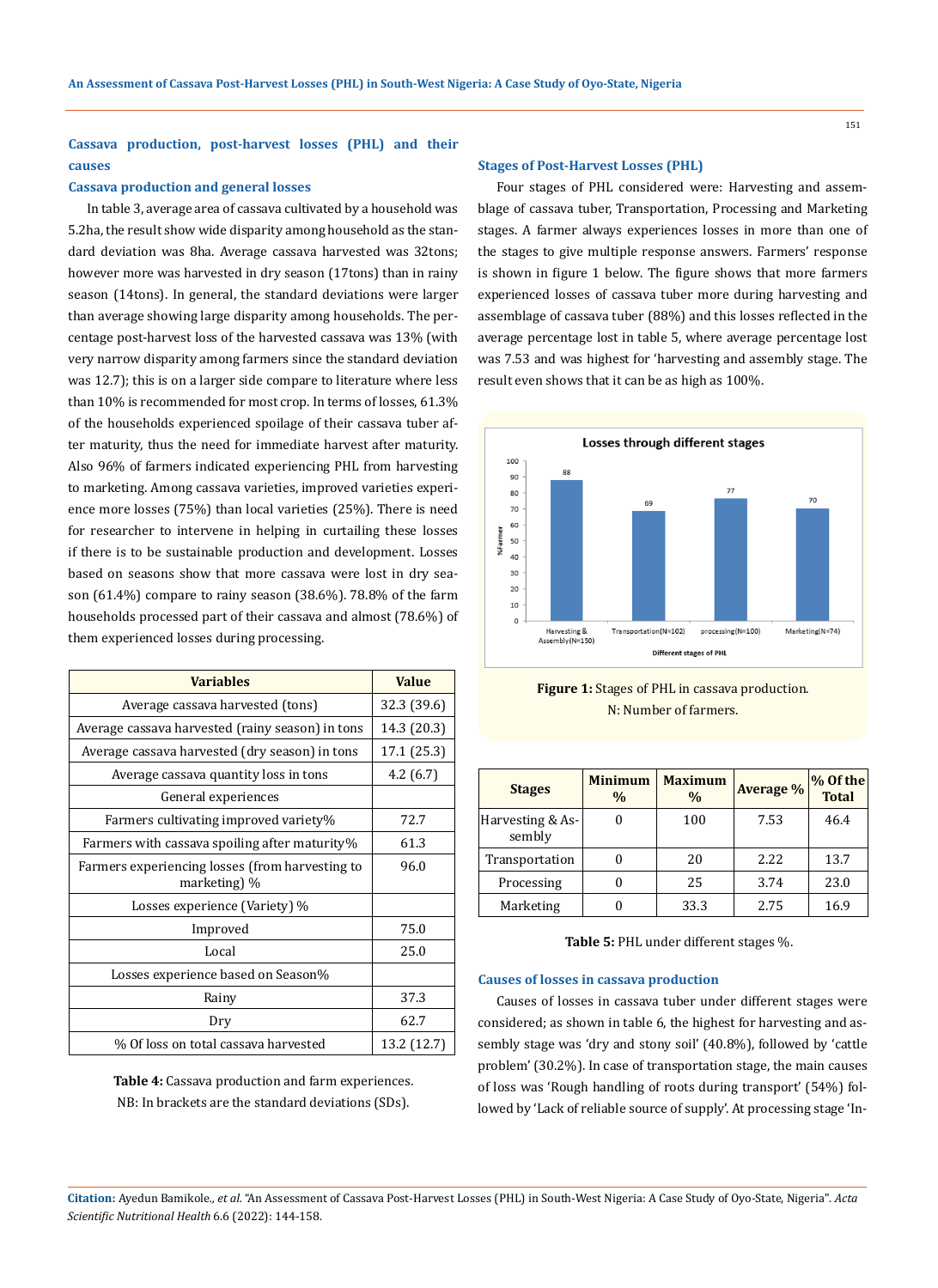## Cassava production, post-harvest losses (PHL) and their causes

### Cassava production and general losses

In table 3, average area of cassava cultivated by a household was 5.2ha, the result show wide disparity among household as the standard deviation was 8ha. Average cassava harvested was 32tons; however more was harvested in dry season (17tons) than in rainy season (14tons). In general, the standard deviations were larger than average showing large disparity among households. The percentage post-harvest loss of the harvested cassava was 13% (with very narrow disparity among farmers since the standard deviation was 12.7); this is on a larger side compare to literature where less than 10% is recommended for most crop. In terms of losses, 61.3% of the households experienced spoilage of their cassava tuber after maturity, thus the need for immediate harvest after maturity. Also 96% of farmers indicated experiencing PHL from harvesting to marketing. Among cassava varieties, improved varieties experience more losses (75%) than local varieties (25%). There is need for researcher to intervene in helping in curtailing these losses if there is to be sustainable production and development. Losses based on seasons show that more cassava were lost in dry season (61.4%) compare to rainy season (38.6%). 78.8% of the farm households processed part of their cassava and almost (78.6%) of them experienced losses during processing.

| Variables | Value |
|---|---|
| Average cassava harvested (tons) | 32.3 (39.6) |
| Average cassava harvested (rainy season) in tons | 14.3 (20.3) |
| Average cassava harvested (dry season) in tons | 17.1 (25.3) |
| Average cassava quantity loss in tons | 4.2 (6.7) |
| General experiences | |
| Farmers cultivating improved variety% | 72.7 |
| Farmers with cassava spoiling after maturity% | 61.3 |
| Farmers experiencing losses (from harvesting to marketing) % | 96.0 |
| Losses experience (Variety) % | |
| Improved | 75.0 |
| Local | 25.0 |
| Losses experience based on Season% | |
| Rainy | 37.3 |
| Dry | 62.7 |
| % Of loss on total cassava harvested | 13.2 (12.7) |

**Table 4:** Cassava production and farm experiences.
NB: In brackets are the standard deviations (SDs).

### Stages of Post-Harvest Losses (PHL)

Four stages of PHL considered were: Harvesting and assemblage of cassava tuber, Transportation, Processing and Marketing stages. A farmer always experiences losses in more than one of the stages to give multiple response answers. Farmers' response is shown in figure 1 below. The figure shows that more farmers experienced losses of cassava tuber more during harvesting and assemblage of cassava tuber (88%) and this losses reflected in the average percentage lost in table 5, where average percentage lost was 7.53 and was highest for 'harvesting and assembly stage. The result even shows that it can be as high as 100%.

**Figure 1:** Stages of PHL in cassava production.
N: Number of farmers.

| Stages | Minimum % | Maximum % | Average % | % Of the Total |
|---|---|---|---|---|
| Harvesting & Assembly | 0 | 100 | 7.53 | 46.4 |
| Transportation | 0 | 20 | 2.22 | 13.7 |
| Processing | 0 | 25 | 3.74 | 23.0 |
| Marketing | 0 | 33.3 | 2.75 | 16.9 |

**Table 5:** PHL under different stages %.

### Causes of losses in cassava production

Causes of losses in cassava tuber under different stages were considered; as shown in table 6, the highest for harvesting and assembly stage was 'dry and stony soil' (40.8%), followed by 'cattle problem' (30.2%). In case of transportation stage, the main causes of loss was 'Rough handling of roots during transport' (54%) followed by 'Lack of reliable source of supply'. At processing stage 'In-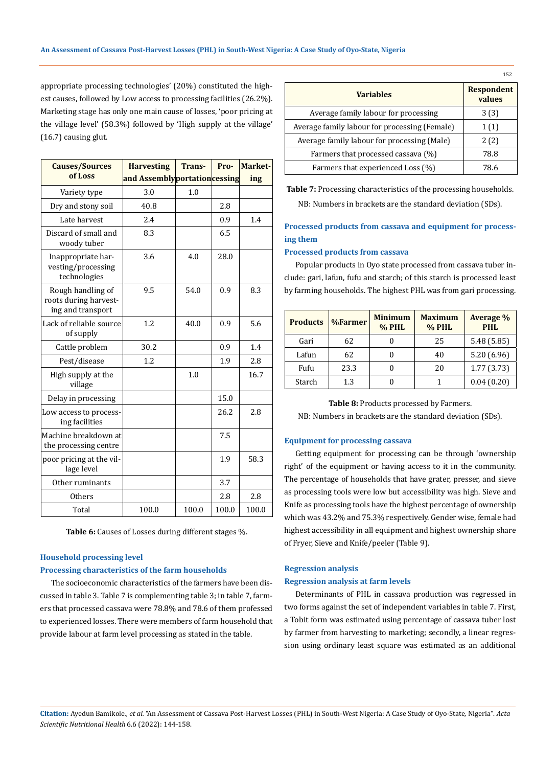appropriate processing technologies' (20%) constituted the highest causes, followed by Low access to processing facilities (26.2%). Marketing stage has only one main cause of losses, 'poor pricing at the village level' (58.3%) followed by 'High supply at the village' (16.7) causing glut.

| Causes/Sources of Loss | Harvesting and Assembly | Transportation | Processing | Marketing |
|---|---|---|---|---|
| Variety type | 3.0 | 1.0 | | |
| Dry and stony soil | 40.8 | | 2.8 | |
| Late harvest | 2.4 | | 0.9 | 1.4 |
| Discard of small and woody tuber | 8.3 | | 6.5 | |
| Inappropriate harvesting/processing technologies | 3.6 | 4.0 | 28.0 | |
| Rough handling of roots during harvesting and transport | 9.5 | 54.0 | 0.9 | 8.3 |
| Lack of reliable source of supply | 1.2 | 40.0 | 0.9 | 5.6 |
| Cattle problem | 30.2 | | 0.9 | 1.4 |
| Pest/disease | 1.2 | | 1.9 | 2.8 |
| High supply at the village | | 1.0 | | 16.7 |
| Delay in processing | | | 15.0 | |
| Low access to processing facilities | | | 26.2 | 2.8 |
| Machine breakdown at the processing centre | | | 7.5 | |
| poor pricing at the village level | | | 1.9 | 58.3 |
| Other ruminants | | | 3.7 | |
| Others | | | 2.8 | 2.8 |
| Total | 100.0 | 100.0 | 100.0 | 100.0 |

**Table 6:** Causes of Losses during different stages %.

## Household processing level

### Processing characteristics of the farm households

The socioeconomic characteristics of the farmers have been discussed in table 3. Table 7 is complementing table 3; in table 7, farmers that processed cassava were 78.8% and 78.6 of them professed to experienced losses. There were members of farm household that provide labour at farm level processing as stated in the table.

| Variables | Respondent values |
|---|---|
| Average family labour for processing | 3 (3) |
| Average family labour for processing (Female) | 1 (1) |
| Average family labour for processing (Male) | 2 (2) |
| Farmers that processed cassava (%) | 78.8 |
| Farmers that experienced Loss (%) | 78.6 |

**Table 7:** Processing characteristics of the processing households.

NB: Numbers in brackets are the standard deviation (SDs).

### Processed products from cassava and equipment for processing them

### Processed products from cassava

Popular products in Oyo state processed from cassava tuber include: gari, lafun, fufu and starch; of this starch is processed least by farming households. The highest PHL was from gari processing.

| Products | %Farmer | Minimum % PHL | Maximum % PHL | Average % PHL |
|---|---|---|---|---|
| Gari | 62 | 0 | 25 | 5.48 (5.85) |
| Lafun | 62 | 0 | 40 | 5.20 (6.96) |
| Fufu | 23.3 | 0 | 20 | 1.77 (3.73) |
| Starch | 1.3 | 0 | 1 | 0.04 (0.20) |

**Table 8:** Products processed by Farmers.

NB: Numbers in brackets are the standard deviation (SDs).

### Equipment for processing cassava

Getting equipment for processing can be through 'ownership right' of the equipment or having access to it in the community. The percentage of households that have grater, presser, and sieve as processing tools were low but accessibility was high. Sieve and Knife as processing tools have the highest percentage of ownership which was 43.2% and 75.3% respectively. Gender wise, female had highest accessibility in all equipment and highest ownership share of Fryer, Sieve and Knife/peeler (Table 9).

## Regression analysis

### Regression analysis at farm levels

Determinants of PHL in cassava production was regressed in two forms against the set of independent variables in table 7. First, a Tobit form was estimated using percentage of cassava tuber lost by farmer from harvesting to marketing; secondly, a linear regression using ordinary least square was estimated as an additional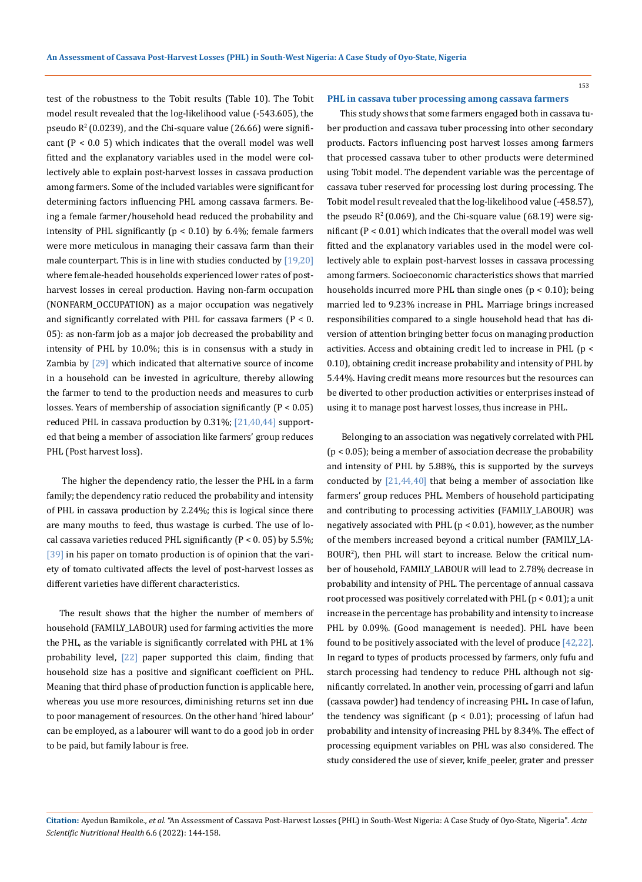test of the robustness to the Tobit results (Table 10). The Tobit model result revealed that the log-likelihood value (-543.605), the pseudo $R^2$ (0.0239), and the Chi-square value (26.66) were significant ($P < 0.0\ 5$) which indicates that the overall model was well fitted and the explanatory variables used in the model were collectively able to explain post-harvest losses in cassava production among farmers. Some of the included variables were significant for determining factors influencing PHL among cassava farmers. Being a female farmer/household head reduced the probability and intensity of PHL significantly ($p < 0.10$) by 6.4%; female farmers were more meticulous in managing their cassava farm than their male counterpart. This is in line with studies conducted by [19,20] where female-headed households experienced lower rates of post-harvest losses in cereal production. Having non-farm occupation (NONFARM_OCCUPATION) as a major occupation was negatively and significantly correlated with PHL for cassava farmers ($P < 0.\ 05$): as non-farm job as a major job decreased the probability and intensity of PHL by 10.0%; this is in consensus with a study in Zambia by [29] which indicated that alternative source of income in a household can be invested in agriculture, thereby allowing the farmer to tend to the production needs and measures to curb losses. Years of membership of association significantly ($P < 0.05$) reduced PHL in cassava production by 0.31%; [21,40,44] supported that being a member of association like farmers' group reduces PHL (Post harvest loss).

The higher the dependency ratio, the lesser the PHL in a farm family; the dependency ratio reduced the probability and intensity of PHL in cassava production by 2.24%; this is logical since there are many mouths to feed, thus wastage is curbed. The use of local cassava varieties reduced PHL significantly ($P < 0.\ 05$) by 5.5%; [39] in his paper on tomato production is of opinion that the variety of tomato cultivated affects the level of post-harvest losses as different varieties have different characteristics.

The result shows that the higher the number of members of household (FAMILY_LABOUR) used for farming activities the more the PHL, as the variable is significantly correlated with PHL at 1% probability level, [22] paper supported this claim, finding that household size has a positive and significant coefficient on PHL. Meaning that third phase of production function is applicable here, whereas you use more resources, diminishing returns set inn due to poor management of resources. On the other hand 'hired labour' can be employed, as a labourer will want to do a good job in order to be paid, but family labour is free.

### PHL in cassava tuber processing among cassava farmers

This study shows that some farmers engaged both in cassava tuber production and cassava tuber processing into other secondary products. Factors influencing post harvest losses among farmers that processed cassava tuber to other products were determined using Tobit model. The dependent variable was the percentage of cassava tuber reserved for processing lost during processing. The Tobit model result revealed that the log-likelihood value (-458.57), the pseudo $R^2$ (0.069), and the Chi-square value (68.19) were significant ($P < 0.01$) which indicates that the overall model was well fitted and the explanatory variables used in the model were collectively able to explain post-harvest losses in cassava processing among farmers. Socioeconomic characteristics shows that married households incurred more PHL than single ones ($p < 0.10$); being married led to 9.23% increase in PHL. Marriage brings increased responsibilities compared to a single household head that has diversion of attention bringing better focus on managing production activities. Access and obtaining credit led to increase in PHL ($p < 0.10$), obtaining credit increase probability and intensity of PHL by 5.44%. Having credit means more resources but the resources can be diverted to other production activities or enterprises instead of using it to manage post harvest losses, thus increase in PHL.

Belonging to an association was negatively correlated with PHL ($p < 0.05$); being a member of association decrease the probability and intensity of PHL by 5.88%, this is supported by the surveys conducted by [21,44,40] that being a member of association like farmers' group reduces PHL. Members of household participating and contributing to processing activities (FAMILY_LABOUR) was negatively associated with PHL ($p < 0.01$), however, as the number of the members increased beyond a critical number (FAMILY_LABOUR$^2$), then PHL will start to increase. Below the critical number of household, FAMILY_LABOUR will lead to 2.78% decrease in probability and intensity of PHL. The percentage of annual cassava root processed was positively correlated with PHL ($p < 0.01$); a unit increase in the percentage has probability and intensity to increase PHL by 0.09%. (Good management is needed). PHL have been found to be positively associated with the level of produce [42,22]. In regard to types of products processed by farmers, only fufu and starch processing had tendency to reduce PHL although not significantly correlated. In another vein, processing of garri and lafun (cassava powder) had tendency of increasing PHL. In case of lafun, the tendency was significant ($p < 0.01$); processing of lafun had probability and intensity of increasing PHL by 8.34%. The effect of processing equipment variables on PHL was also considered. The study considered the use of siever, knife_peeler, grater and presser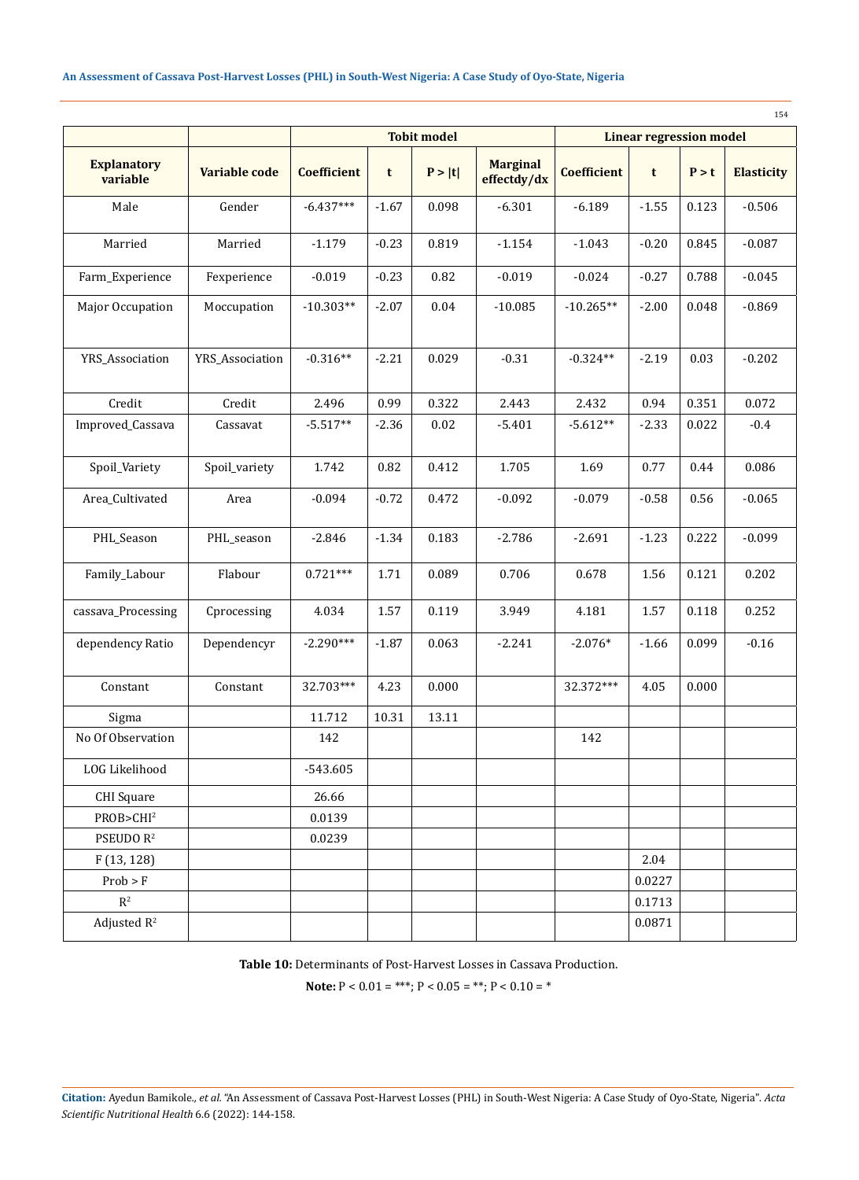| Explanatory variable | Variable code | Tobit model | | | | Linear regression model | | | |
|---|---|---|---|---|---|---|---|---|---|
| | | Coefficient | t | P > \|t\| | Marginal effectdy/dx | Coefficient | t | P > t | Elasticity |
| Male | Gender | -6.437*** | -1.67 | 0.098 | -6.301 | -6.189 | -1.55 | 0.123 | -0.506 |
| Married | Married | -1.179 | -0.23 | 0.819 | -1.154 | -1.043 | -0.20 | 0.845 | -0.087 |
| Farm_Experience | Fexperience | -0.019 | -0.23 | 0.82 | -0.019 | -0.024 | -0.27 | 0.788 | -0.045 |
| Major Occupation | Moccupation | -10.303** | -2.07 | 0.04 | -10.085 | -10.265** | -2.00 | 0.048 | -0.869 |
| YRS_Association | YRS_Association | -0.316** | -2.21 | 0.029 | -0.31 | -0.324** | -2.19 | 0.03 | -0.202 |
| Credit | Credit | 2.496 | 0.99 | 0.322 | 2.443 | 2.432 | 0.94 | 0.351 | 0.072 |
| Improved_Cassava | Cassavat | -5.517** | -2.36 | 0.02 | -5.401 | -5.612** | -2.33 | 0.022 | -0.4 |
| Spoil_Variety | Spoil_variety | 1.742 | 0.82 | 0.412 | 1.705 | 1.69 | 0.77 | 0.44 | 0.086 |
| Area_Cultivated | Area | -0.094 | -0.72 | 0.472 | -0.092 | -0.079 | -0.58 | 0.56 | -0.065 |
| PHL_Season | PHL_season | -2.846 | -1.34 | 0.183 | -2.786 | -2.691 | -1.23 | 0.222 | -0.099 |
| Family_Labour | Flabour | 0.721*** | 1.71 | 0.089 | 0.706 | 0.678 | 1.56 | 0.121 | 0.202 |
| cassava_Processing | Cprocessing | 4.034 | 1.57 | 0.119 | 3.949 | 4.181 | 1.57 | 0.118 | 0.252 |
| dependency Ratio | Dependencyr | -2.290*** | -1.87 | 0.063 | -2.241 | -2.076* | -1.66 | 0.099 | -0.16 |
| Constant | Constant | 32.703*** | 4.23 | 0.000 | | 32.372*** | 4.05 | 0.000 | |
| Sigma | | 11.712 | 10.31 | 13.11 | | | | | |
| No Of Observation | | 142 | | | | 142 | | | |
| LOG Likelihood | | -543.605 | | | | | | | |
| CHI Square | | 26.66 | | | | | | | |
| PROB>CHI$^2$ | | 0.0139 | | | | | | | |
| PSEUDO $R^2$ | | 0.0239 | | | | | | | |
| F (13, 128) | | | | | | | 2.04 | | |
| Prob > F | | | | | | | 0.0227 | | |
| $R^2$ | | | | | | | 0.1713 | | |
| Adjusted $R^2$ | | | | | | | 0.0871 | | |

**Table 10:** Determinants of Post-Harvest Losses in Cassava Production.

**Note:** P < 0.01 = ***; P < 0.05 = **; P < 0.10 = *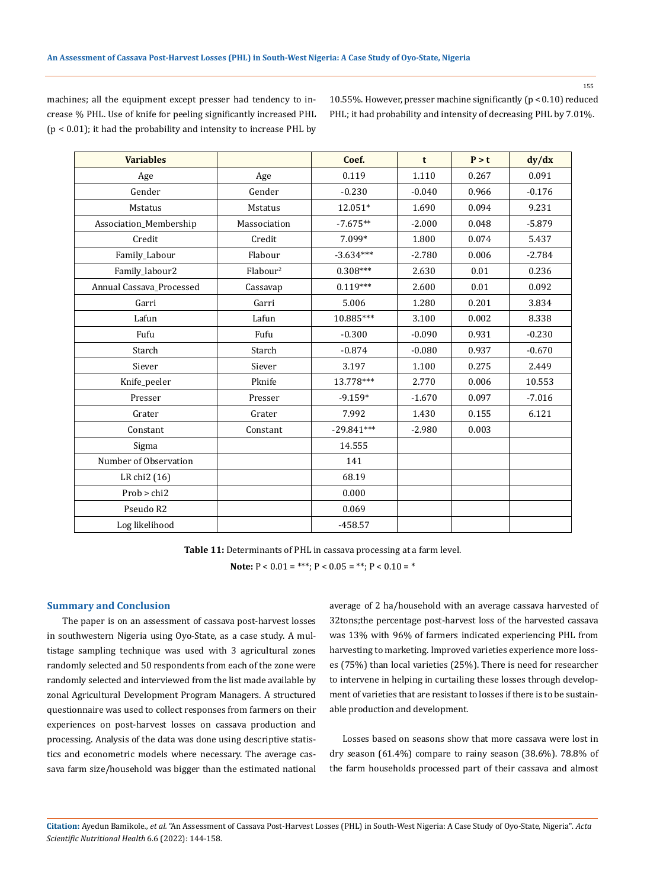machines; all the equipment except presser had tendency to increase % PHL. Use of knife for peeling significantly increased PHL ($p < 0.01$); it had the probability and intensity to increase PHL by 10.55%. However, presser machine significantly ($p < 0.10$) reduced PHL; it had probability and intensity of decreasing PHL by 7.01%.

| Variables | | Coef. | t | P > t | dy/dx |
|---|---|---|---|---|---|
| Age | Age | 0.119 | 1.110 | 0.267 | 0.091 |
| Gender | Gender | -0.230 | -0.040 | 0.966 | -0.176 |
| Mstatus | Mstatus | 12.051* | 1.690 | 0.094 | 9.231 |
| Association_Membership | Massociation | -7.675** | -2.000 | 0.048 | -5.879 |
| Credit | Credit | 7.099* | 1.800 | 0.074 | 5.437 |
| Family_Labour | Flabour | -3.634*** | -2.780 | 0.006 | -2.784 |
| Family_labour2 | $Flabour^2$ | 0.308*** | 2.630 | 0.01 | 0.236 |
| Annual Cassava_Processed | Cassavap | 0.119*** | 2.600 | 0.01 | 0.092 |
| Garri | Garri | 5.006 | 1.280 | 0.201 | 3.834 |
| Lafun | Lafun | 10.885*** | 3.100 | 0.002 | 8.338 |
| Fufu | Fufu | -0.300 | -0.090 | 0.931 | -0.230 |
| Starch | Starch | -0.874 | -0.080 | 0.937 | -0.670 |
| Siever | Siever | 3.197 | 1.100 | 0.275 | 2.449 |
| Knife_peeler | Pknife | 13.778*** | 2.770 | 0.006 | 10.553 |
| Presser | Presser | -9.159* | -1.670 | 0.097 | -7.016 |
| Grater | Grater | 7.992 | 1.430 | 0.155 | 6.121 |
| Constant | Constant | -29.841*** | -2.980 | 0.003 | |
| Sigma | | 14.555 | | | |
| Number of Observation | | 141 | | | |
| LR chi2 (16) | | 68.19 | | | |
| Prob > chi2 | | 0.000 | | | |
| Pseudo R2 | | 0.069 | | | |
| Log likelihood | | -458.57 | | | |

**Table 11:** Determinants of PHL in cassava processing at a farm level.

**Note:** P < 0.01 = ***; P < 0.05 = **; P < 0.10 = *

## Summary and Conclusion

The paper is on an assessment of cassava post-harvest losses in southwestern Nigeria using Oyo-State, as a case study. A multistage sampling technique was used with 3 agricultural zones randomly selected and 50 respondents from each of the zone were randomly selected and interviewed from the list made available by zonal Agricultural Development Program Managers. A structured questionnaire was used to collect responses from farmers on their experiences on post-harvest losses on cassava production and processing. Analysis of the data was done using descriptive statistics and econometric models where necessary. The average cassava farm size/household was bigger than the estimated national average of 2 ha/household with an average cassava harvested of 32tons;the percentage post-harvest loss of the harvested cassava was 13% with 96% of farmers indicated experiencing PHL from harvesting to marketing. Improved varieties experience more losses (75%) than local varieties (25%). There is need for researcher to intervene in helping in curtailing these losses through development of varieties that are resistant to losses if there is to be sustainable production and development.

Losses based on seasons show that more cassava were lost in dry season (61.4%) compare to rainy season (38.6%). 78.8% of the farm households processed part of their cassava and almost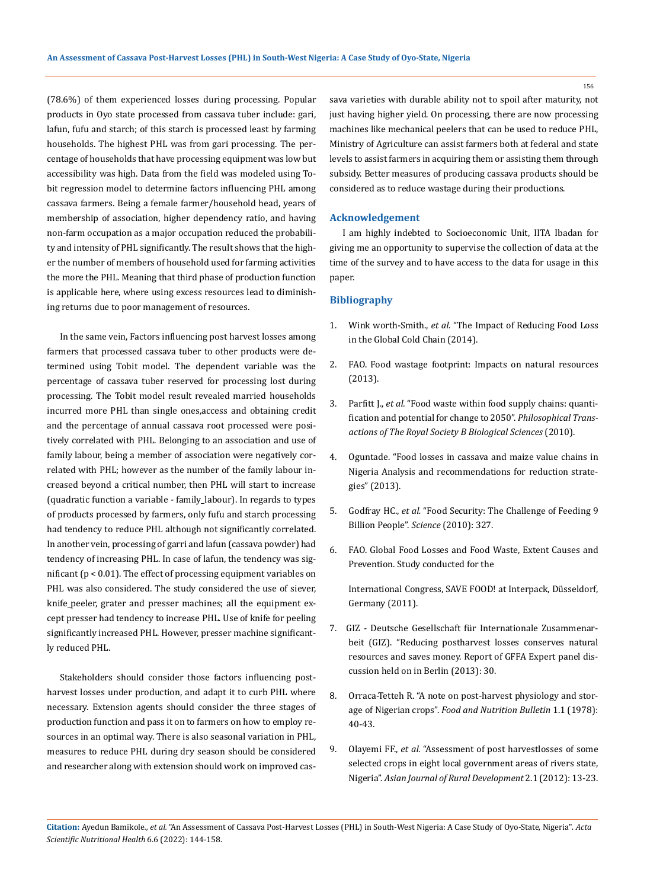(78.6%) of them experienced losses during processing. Popular products in Oyo state processed from cassava tuber include: gari, lafun, fufu and starch; of this starch is processed least by farming households. The highest PHL was from gari processing. The percentage of households that have processing equipment was low but accessibility was high. Data from the field was modeled using Tobit regression model to determine factors influencing PHL among cassava farmers. Being a female farmer/household head, years of membership of association, higher dependency ratio, and having non-farm occupation as a major occupation reduced the probability and intensity of PHL significantly. The result shows that the higher the number of members of household used for farming activities the more the PHL. Meaning that third phase of production function is applicable here, where using excess resources lead to diminishing returns due to poor management of resources.

In the same vein, Factors influencing post harvest losses among farmers that processed cassava tuber to other products were determined using Tobit model. The dependent variable was the percentage of cassava tuber reserved for processing lost during processing. The Tobit model result revealed married households incurred more PHL than single ones,access and obtaining credit and the percentage of annual cassava root processed were positively correlated with PHL. Belonging to an association and use of family labour, being a member of association were negatively correlated with PHL; however as the number of the family labour increased beyond a critical number, then PHL will start to increase (quadratic function a variable - family_labour). In regards to types of products processed by farmers, only fufu and starch processing had tendency to reduce PHL although not significantly correlated. In another vein, processing of garri and lafun (cassava powder) had tendency of increasing PHL. In case of lafun, the tendency was significant ($p < 0.01$). The effect of processing equipment variables on PHL was also considered. The study considered the use of siever, knife_peeler, grater and presser machines; all the equipment except presser had tendency to increase PHL. Use of knife for peeling significantly increased PHL. However, presser machine significantly reduced PHL.

Stakeholders should consider those factors influencing post-harvest losses under production, and adapt it to curb PHL where necessary. Extension agents should consider the three stages of production function and pass it on to farmers on how to employ resources in an optimal way. There is also seasonal variation in PHL, measures to reduce PHL during dry season should be considered and researcher along with extension should work on improved cassava varieties with durable ability not to spoil after maturity, not just having higher yield. On processing, there are now processing machines like mechanical peelers that can be used to reduce PHL, Ministry of Agriculture can assist farmers both at federal and state levels to assist farmers in acquiring them or assisting them through subsidy. Better measures of producing cassava products should be considered as to reduce wastage during their productions.

## Acknowledgement

I am highly indebted to Socioeconomic Unit, IITA Ibadan for giving me an opportunity to supervise the collection of data at the time of the survey and to have access to the data for usage in this paper.

## Bibliography

1. Wink worth-Smith., *et al.* "The Impact of Reducing Food Loss in the Global Cold Chain (2014).
2. FAO. Food wastage footprint: Impacts on natural resources (2013).
3. Parfitt J., *et al.* "Food waste within food supply chains: quantification and potential for change to 2050". *Philosophical Transactions of The Royal Society B Biological Sciences* (2010).
4. Oguntade. "Food losses in cassava and maize value chains in Nigeria Analysis and recommendations for reduction strategies" (2013).
5. Godfray HC., *et al.* "Food Security: The Challenge of Feeding 9 Billion People". *Science* (2010): 327.
6. FAO. Global Food Losses and Food Waste, Extent Causes and Prevention. Study conducted for the

   International Congress, SAVE FOOD! at Interpack, Düsseldorf, Germany (2011).
7. GIZ - Deutsche Gesellschaft für Internationale Zusammenarbeit (GIZ). "Reducing postharvest losses conserves natural resources and saves money. Report of GFFA Expert panel discussion held on in Berlin (2013): 30.
8. Orraca-Tetteh R. "A note on post-harvest physiology and storage of Nigerian crops". *Food and Nutrition Bulletin* 1.1 (1978): 40-43.
9. Olayemi FF., *et al.* "Assessment of post harvestlosses of some selected crops in eight local government areas of rivers state, Nigeria". *Asian Journal of Rural Development* 2.1 (2012): 13-23.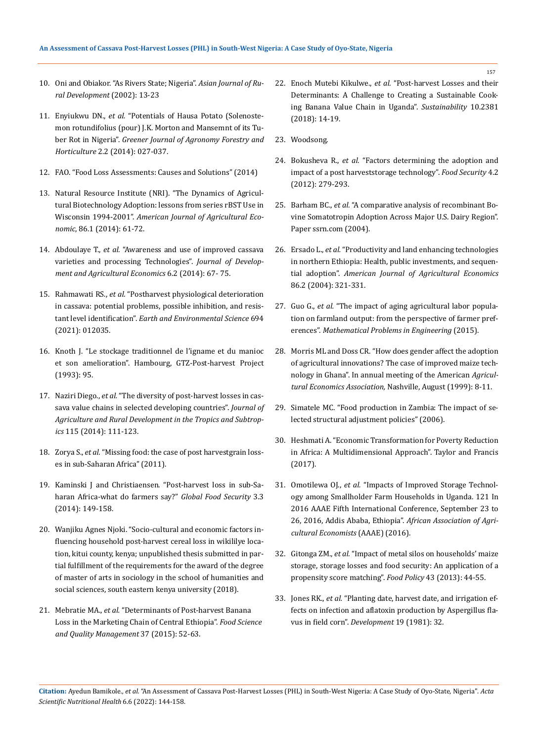10. Oni and Obiakor. "As Rivers State; Nigeria". *Asian Journal of Rural Development* (2002): 13-23

11. Enyiukwu DN., *et al.* "Potentials of Hausa Potato (Solenostemon rotundifolius (pour) J.K. Morton and Mansemnt of its Tuber Rot in Nigeria". *Greener Journal of Agronomy Forestry and Horticulture* 2.2 (2014): 027-037.

12. FAO. "Food Loss Assessments: Causes and Solutions" (2014)

13. Natural Resource Institute (NRI). "The Dynamics of Agricultural Biotechnology Adoption: lessons from series rBST Use in Wisconsin 1994-2001". *American Journal of Agricultural Economic*, 86.1 (2014): 61-72.

14. Abdoulaye T., *et al.* "Awareness and use of improved cassava varieties and processing Technologies". *Journal of Development and Agricultural Economics* 6.2 (2014): 67- 75.

15. Rahmawati RS., *et al.* "Postharvest physiological deterioration in cassava: potential problems, possible inhibition, and resistant level identification". *Earth and Environmental Science* 694 (2021): 012035.

16. Knoth J. "Le stockage traditionnel de l'igname et du manioc et son amelioration". Hambourg, GTZ-Post-harvest Project (1993): 95.

17. Naziri Diego., *et al.* "The diversity of post-harvest losses in cassava value chains in selected developing countries". *Journal of Agriculture and Rural Development in the Tropics and Subtropics* 115 (2014): 111-123.

18. Zorya S., *et al.* "Missing food: the case of post harvestgrain losses in sub-Saharan Africa" (2011).

19. Kaminski J and Christiaensen. "Post-harvest loss in sub-Saharan Africa-what do farmers say?" *Global Food Security* 3.3 (2014): 149-158.

20. Wanjiku Agnes Njoki. "Socio-cultural and economic factors influencing household post-harvest cereal loss in wikililye location, kitui county, kenya; unpublished thesis submitted in partial fulfillment of the requirements for the award of the degree of master of arts in sociology in the school of humanities and social sciences, south eastern kenya university (2018).

21. Mebratie MA., *et al.* "Determinants of Post-harvest Banana Loss in the Marketing Chain of Central Ethiopia". *Food Science and Quality Management* 37 (2015): 52-63.

22. Enoch Mutebi Kikulwe., *et al.* "Post-harvest Losses and their Determinants: A Challenge to Creating a Sustainable Cooking Banana Value Chain in Uganda". *Sustainability* 10.2381 (2018): 14-19.

23. Woodsong.

24. Bokusheva R., *et al.* "Factors determining the adoption and impact of a post harveststorage technology". *Food Security* 4.2 (2012): 279-293.

25. Barham BC., *et al.* "A comparative analysis of recombinant Bovine Somatotropin Adoption Across Major U.S. Dairy Region". Paper ssrn.com (2004).

26. Ersado L., *et al.* "Productivity and land enhancing technologies in northern Ethiopia: Health, public investments, and sequential adoption". *American Journal of Agricultural Economics* 86.2 (2004): 321-331.

27. Guo G., *et al.* "The impact of aging agricultural labor population on farmland output: from the perspective of farmer preferences". *Mathematical Problems in Engineering* (2015).

28. Morris ML and Doss CR. "How does gender affect the adoption of agricultural innovations? The case of improved maize technology in Ghana". In annual meeting of the American *Agricultural Economics Association,* Nashville, August (1999): 8-11.

29. Simatele MC. "Food production in Zambia: The impact of selected structural adjustment policies" (2006).

30. Heshmati A. "Economic Transformation for Poverty Reduction in Africa: A Multidimensional Approach". Taylor and Francis (2017).

31. Omotilewa OJ., *et al.* "Impacts of Improved Storage Technology among Smallholder Farm Households in Uganda. 121 In 2016 AAAE Fifth International Conference, September 23 to 26, 2016, Addis Ababa, Ethiopia". *African Association of Agricultural Economists* (AAAE) (2016).

32. Gitonga ZM., *et al.* "Impact of metal silos on households' maize storage, storage losses and food security: An application of a propensity score matching". *Food Policy* 43 (2013): 44-55.

33. Jones RK., *et al.* "Planting date, harvest date, and irrigation effects on infection and aflatoxin production by Aspergillus flavus in field corn". *Development* 19 (1981): 32.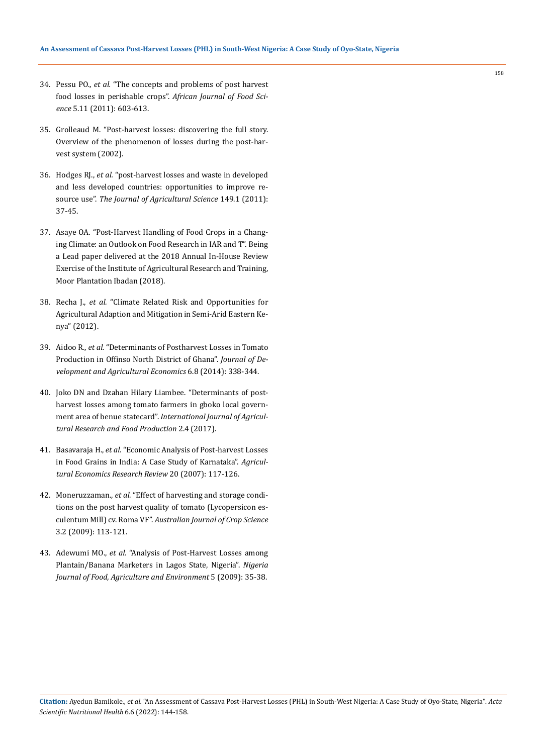34. Pessu PO., *et al.* "The concepts and problems of post harvest food losses in perishable crops". *African Journal of Food Science* 5.11 (2011): 603-613.

35. Grolleaud M. "Post-harvest losses: discovering the full story. Overview of the phenomenon of losses during the post-harvest system (2002).

36. Hodges RJ., *et al.* "post-harvest losses and waste in developed and less developed countries: opportunities to improve resource use". *The Journal of Agricultural Science* 149.1 (2011): 37-45.

37. Asaye OA. "Post-Harvest Handling of Food Crops in a Changing Climate: an Outlook on Food Research in IAR and T". Being a Lead paper delivered at the 2018 Annual In-House Review Exercise of the Institute of Agricultural Research and Training, Moor Plantation Ibadan (2018).

38. Recha J., *et al.* "Climate Related Risk and Opportunities for Agricultural Adaption and Mitigation in Semi-Arid Eastern Kenya" (2012).

39. Aidoo R., *et al.* "Determinants of Postharvest Losses in Tomato Production in Offinso North District of Ghana". *Journal of Development and Agricultural Economics* 6.8 (2014): 338-344.

40. Joko DN and Dzahan Hilary Liambee. "Determinants of post-harvest losses among tomato farmers in gboko local government area of benue statecard". *International Journal of Agricultural Research and Food Production* 2.4 (2017).

41. Basavaraja H., *et al.* "Economic Analysis of Post-harvest Losses in Food Grains in India: A Case Study of Karnataka". *Agricultural Economics Research Review* 20 (2007): 117-126.

42. Moneruzzaman., *et al.* "Effect of harvesting and storage conditions on the post harvest quality of tomato (Lycopersicon esculentum Mill) cv. Roma VF". *Australian Journal of Crop Science* 3.2 (2009): 113-121.

43. Adewumi MO., *et al.* "Analysis of Post-Harvest Losses among Plantain/Banana Marketers in Lagos State, Nigeria". *Nigeria Journal of Food, Agriculture and Environment* 5 (2009): 35-38.